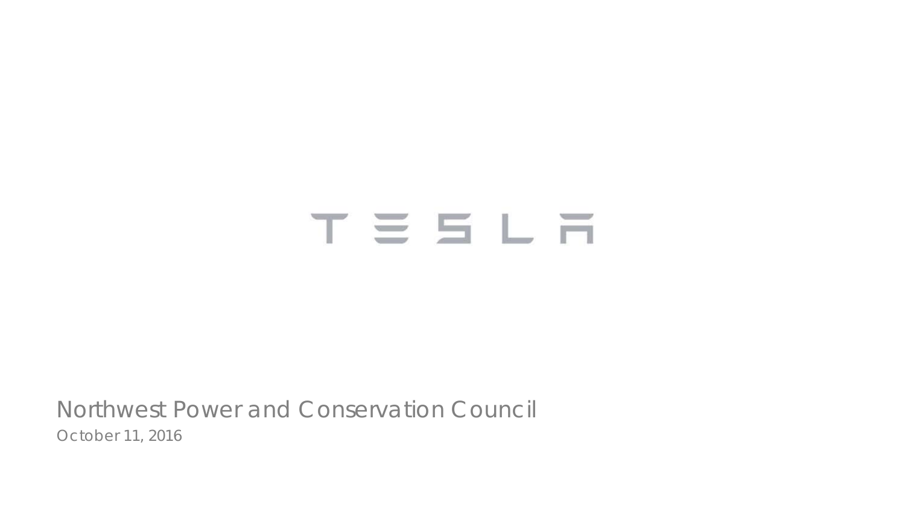# TESLA

Northwest Power and Conservation Council

October 11, 2016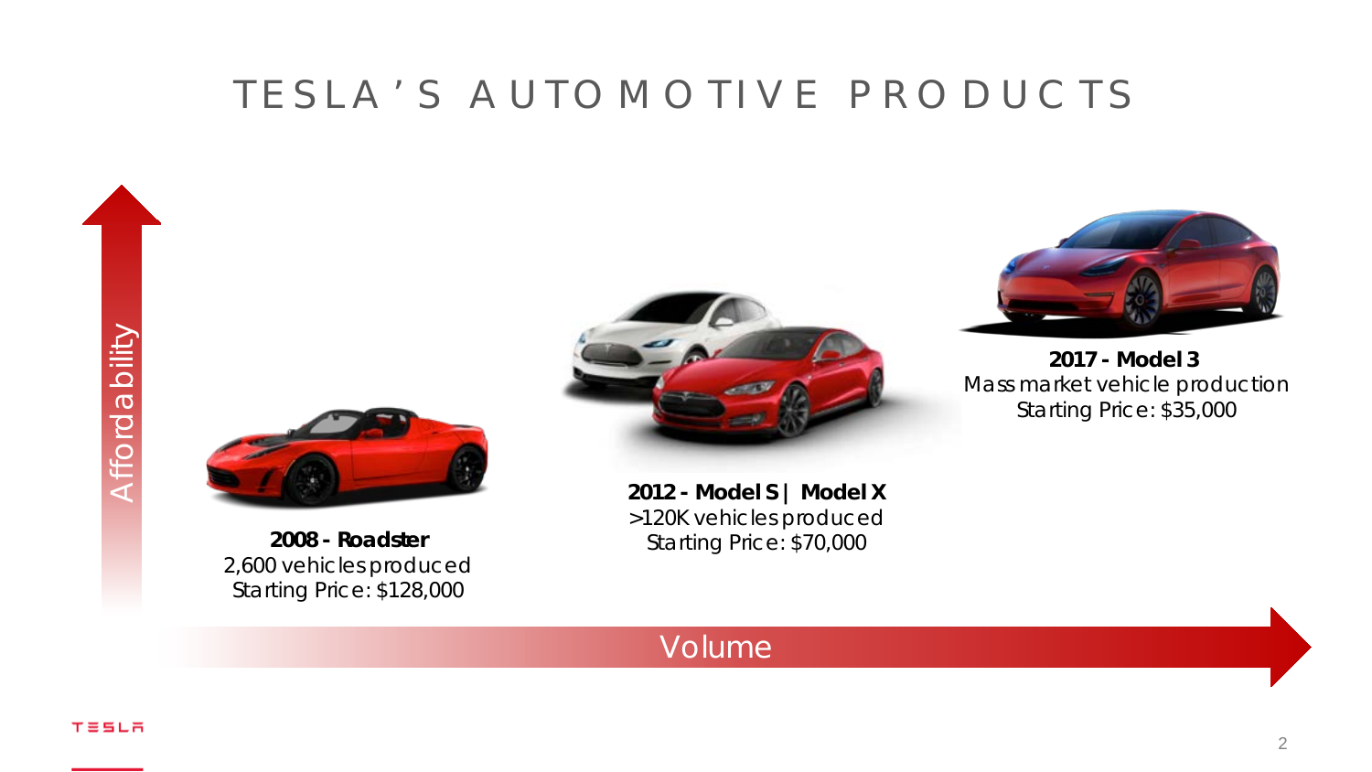# TESLA'S AUTOMOTIVE PRODUCTS

Affordability

**2008 - Roadster**
2,600 vehicles produced
Starting Price: $128,000

**2012 - Model S | Model X**
>120K vehicles produced
Starting Price: $70,000

**2017 - Model 3**
Mass market vehicle production
Starting Price: $35,000

Volume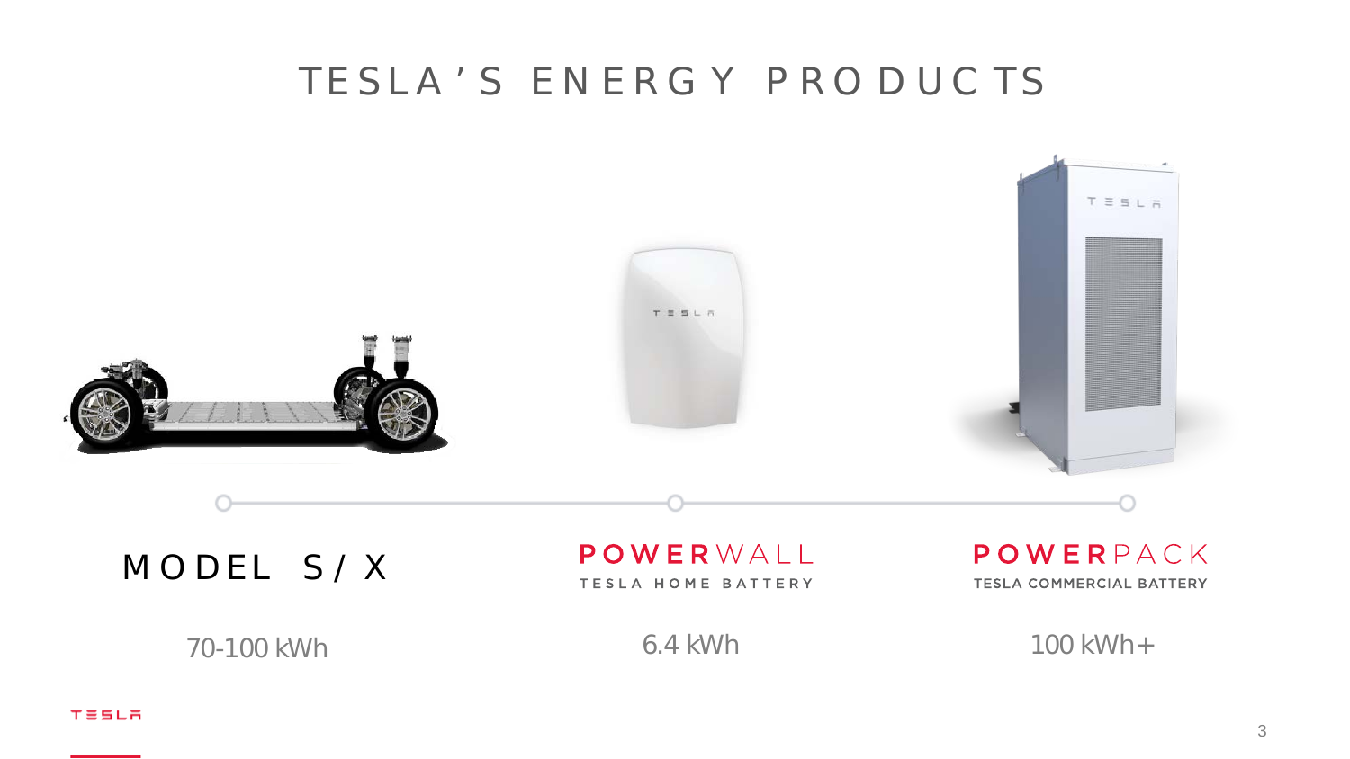# TESLA'S ENERGY PRODUCTS

| MODEL S/X | POWERWALL | POWERPACK |
|---|---|---|
| | TESLA HOME BATTERY | TESLA COMMERCIAL BATTERY |
| 70-100 kWh | 6.4 kWh | 100 kWh+ |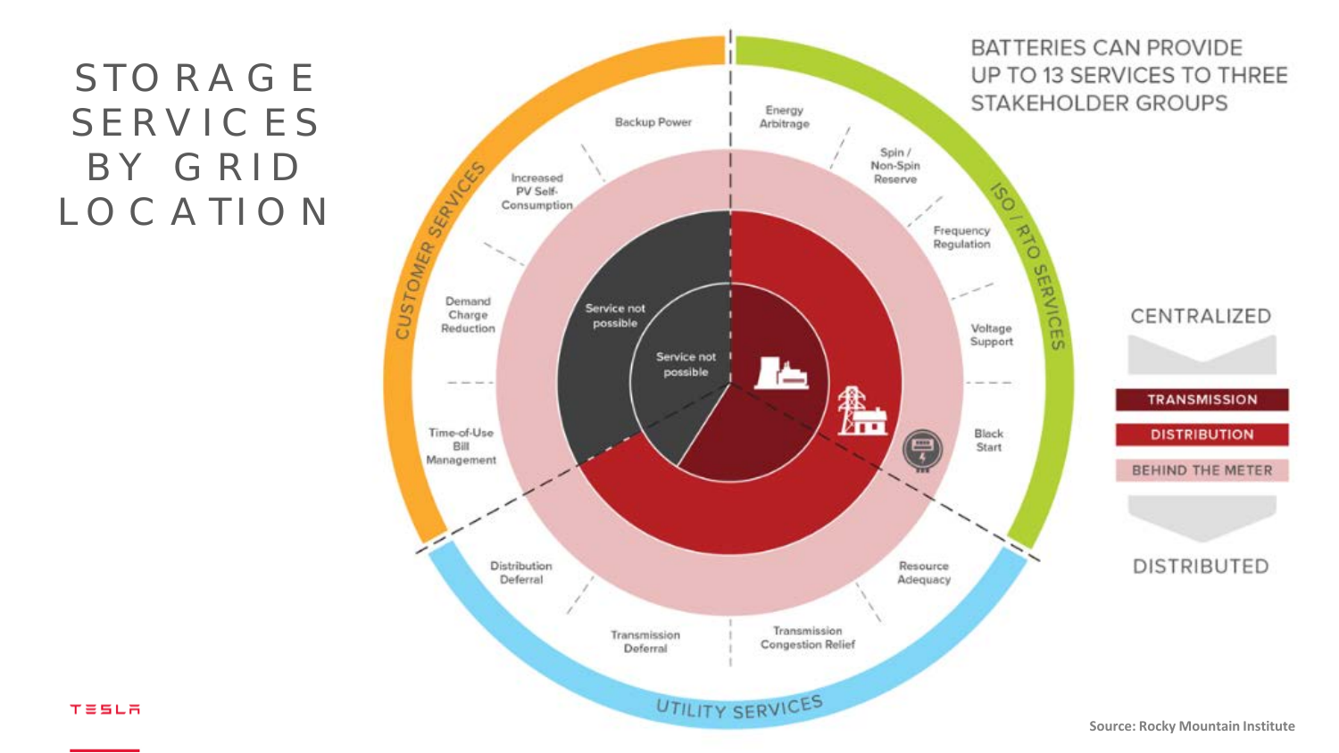# STORAGE SERVICES BY GRID LOCATION

BATTERIES CAN PROVIDE UP TO 13 SERVICES TO THREE STAKEHOLDER GROUPS

**CUSTOMER SERVICES**
- Backup Power
- Increased PV Self-Consumption
- Demand Charge Reduction
- Time-of-Use Bill Management

**ISO / RTO SERVICES**
- Energy Arbitrage
- Spin / Non-Spin Reserve
- Frequency Regulation
- Voltage Support
- Black Start

**UTILITY SERVICES**
- Resource Adequacy
- Transmission Congestion Relief
- Transmission Deferral
- Distribution Deferral

Service not possible

Service not possible

CENTRALIZED

- TRANSMISSION
- DISTRIBUTION
- BEHIND THE METER

DISTRIBUTED

Source: Rocky Mountain Institute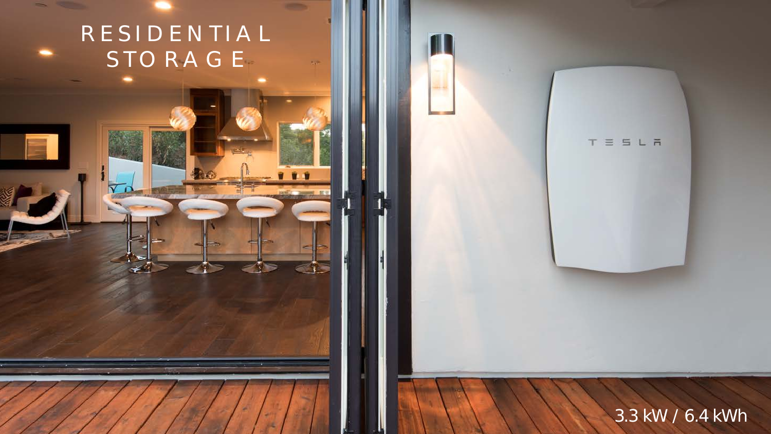# RESIDENTIAL STORAGE

3.3 kW / 6.4 kWh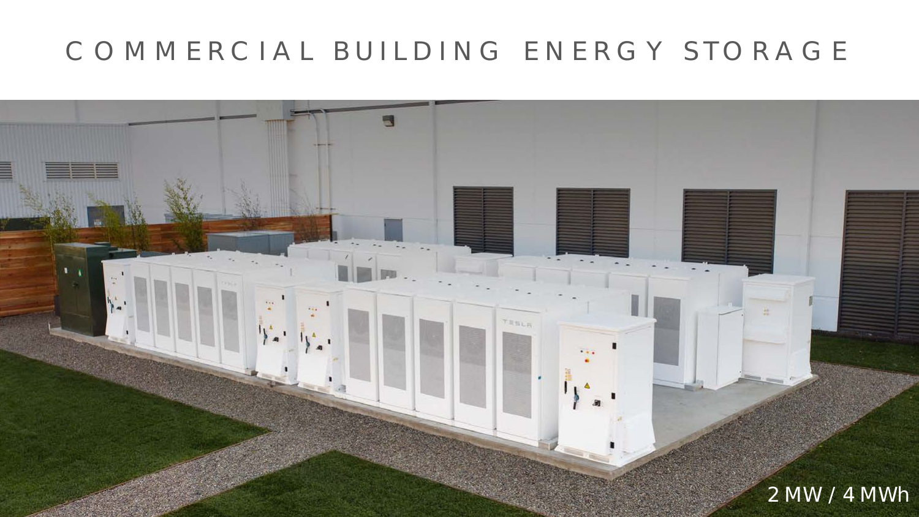# COMMERCIAL BUILDING ENERGY STORAGE

2 MW / 4 MWh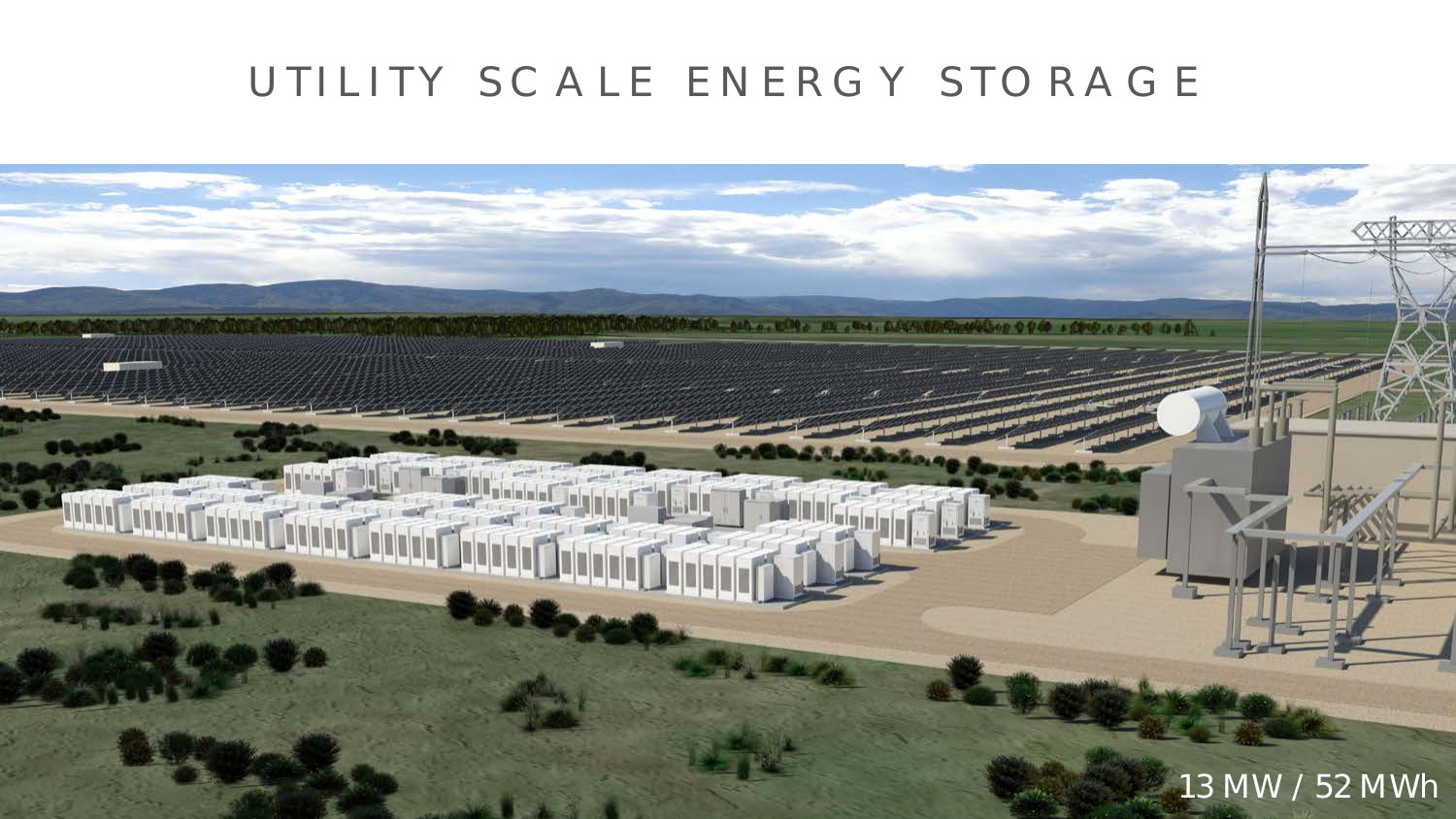# UTILITY SCALE ENERGY STORAGE

13 MW / 52 MWh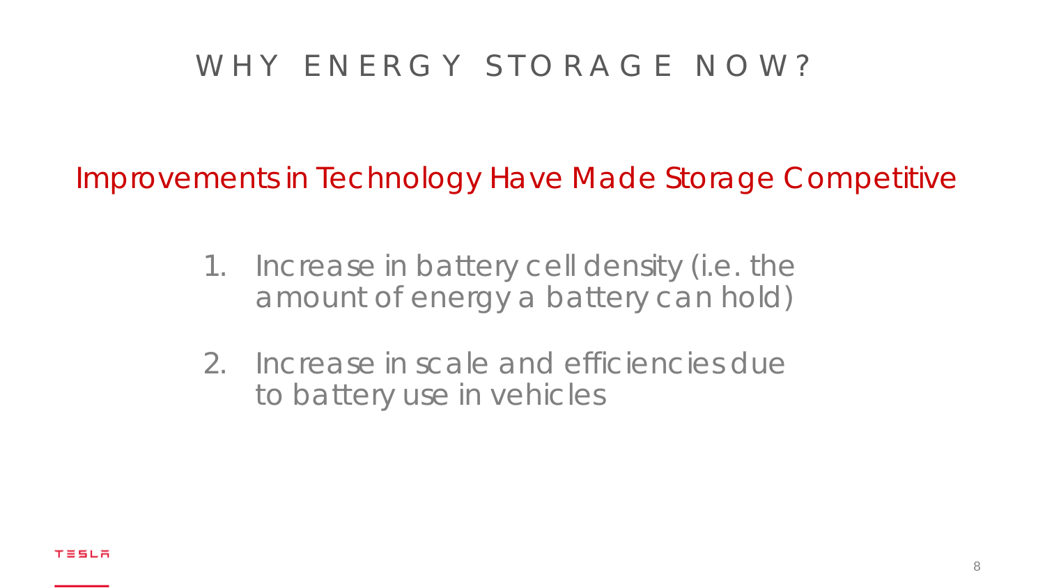# WHY ENERGY STORAGE NOW?

## Improvements in Technology Have Made Storage Competitive

1. Increase in battery cell density (i.e. the amount of energy a battery can hold)
2. Increase in scale and efficiencies due to battery use in vehicles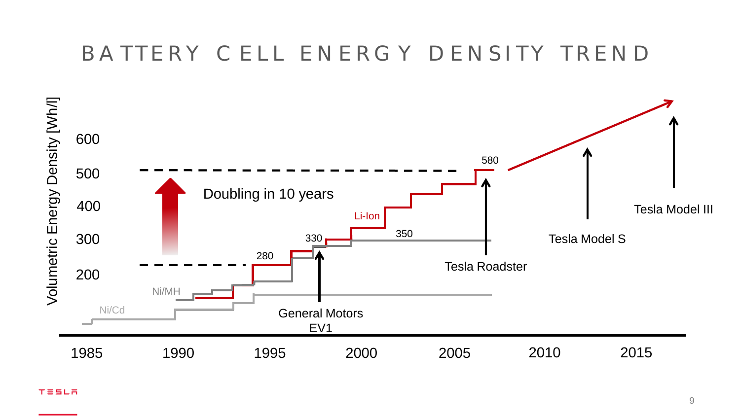# BATTERY CELL ENERGY DENSITY TREND

Volumetric Energy Density [Wh/l]

600
500
400
300
200

Doubling in 10 years

Ni/Cd

Ni/MH

Li-Ion

280

330

350

580

General Motors EV1

Tesla Roadster

Tesla Model S

Tesla Model III

1985 1990 1995 2000 2005 2010 2015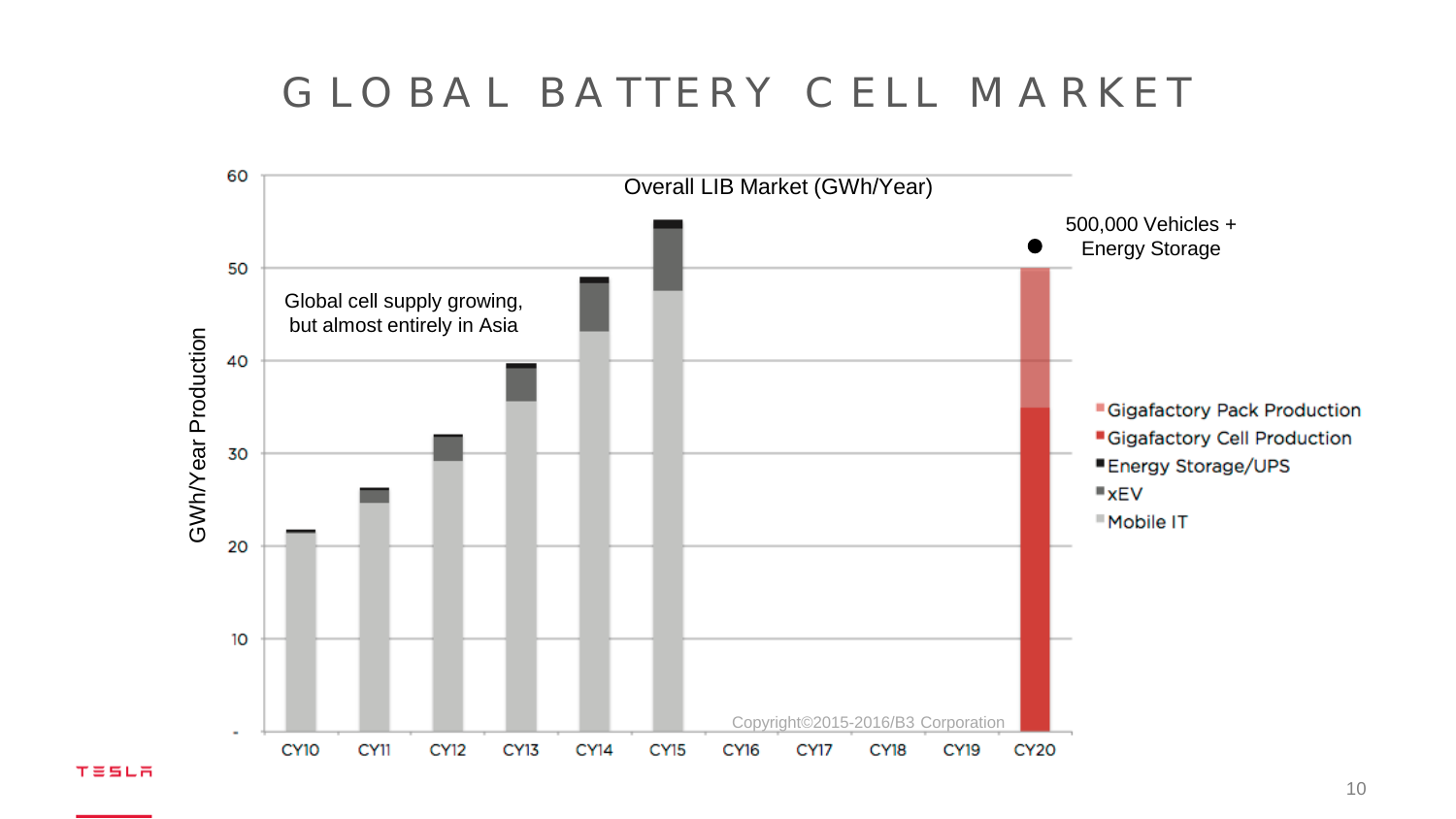# GLOBAL BATTERY CELL MARKET

Overall LIB Market (GWh/Year)

Global cell supply growing, but almost entirely in Asia

500,000 Vehicles + Energy Storage

GWh/Year Production

- Gigafactory Pack Production
- Gigafactory Cell Production
- Energy Storage/UPS
- xEV
- Mobile IT

CY10 CY11 CY12 CY13 CY14 CY15 CY16 CY17 CY18 CY19 CY20

Copyright©2015-2016/B3 Corporation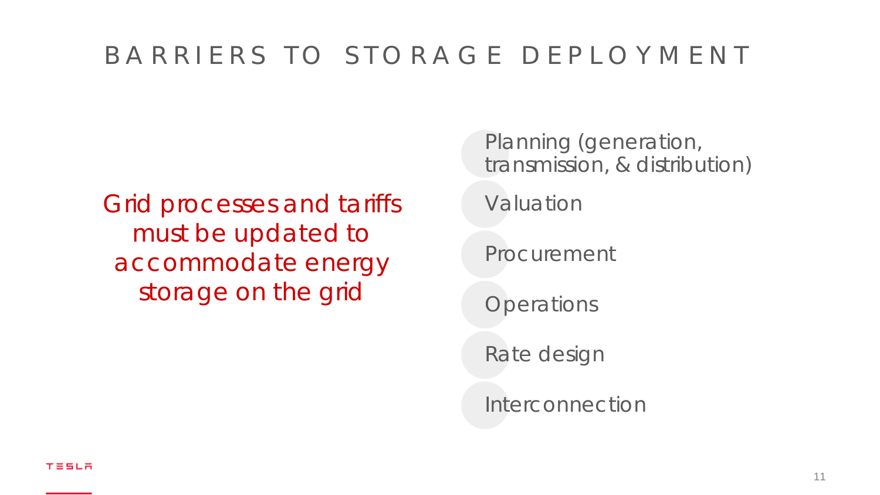# BARRIERS TO STORAGE DEPLOYMENT

Grid processes and tariffs must be updated to accommodate energy storage on the grid

- Planning (generation, transmission, & distribution)
- Valuation
- Procurement
- Operations
- Rate design
- Interconnection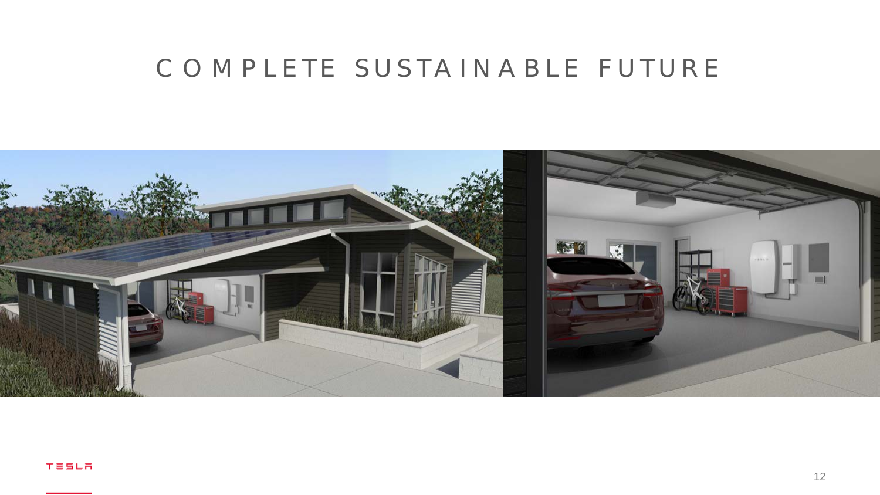# COMPLETE SUSTAINABLE FUTURE